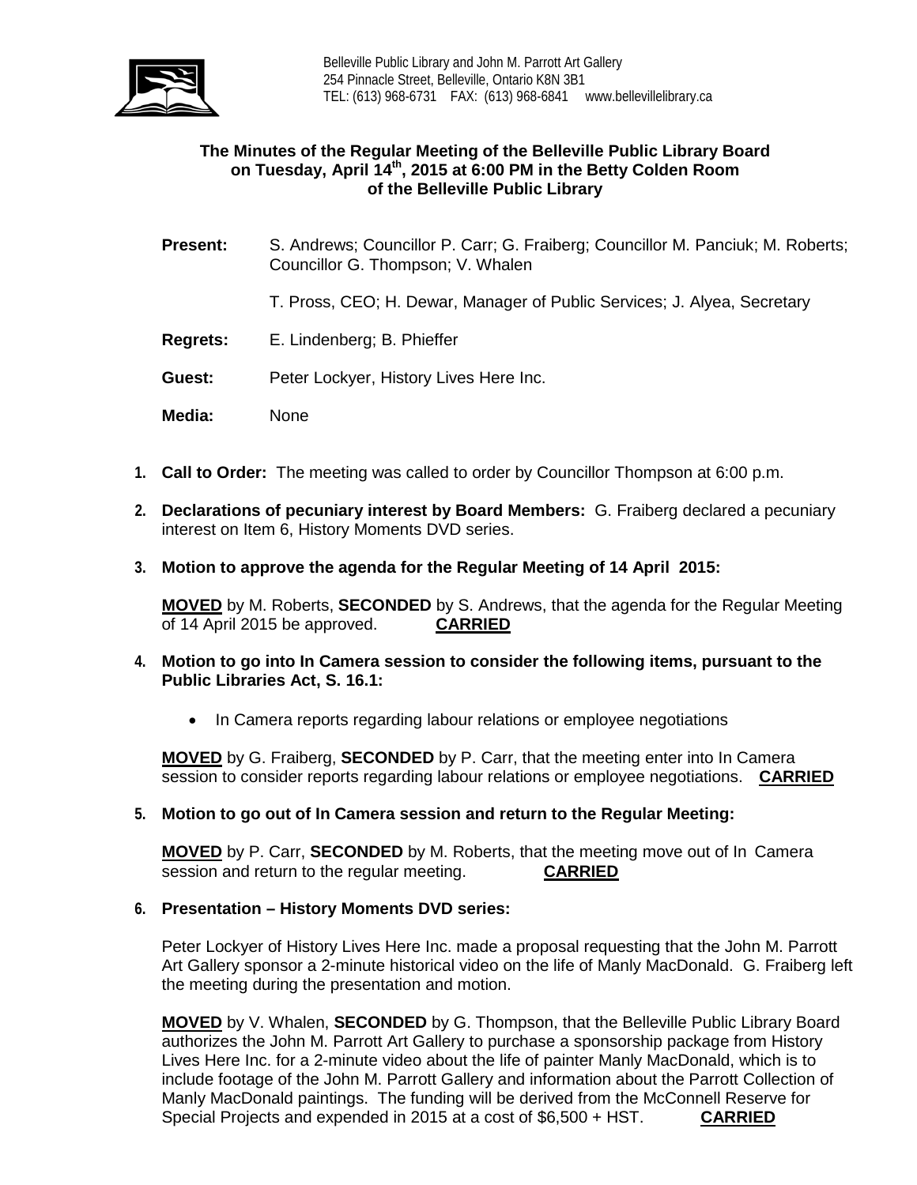Belleville Public Library and John M. Parrott Art Gallery
254 Pinnacle Street, Belleville, Ontario K8N 3B1
TEL: (613) 968-6731 FAX: (613) 968-6841 www.bellevillelibrary.ca

**The Minutes of the Regular Meeting of the Belleville Public Library Board on Tuesday, April 14th, 2015 at 6:00 PM in the Betty Colden Room of the Belleville Public Library**

**Present:** S. Andrews; Councillor P. Carr; G. Fraiberg; Councillor M. Panciuk; M. Roberts; Councillor G. Thompson; V. Whalen

T. Pross, CEO; H. Dewar, Manager of Public Services; J. Alyea, Secretary

**Regrets:** E. Lindenberg; B. Phieffer

**Guest:** Peter Lockyer, History Lives Here Inc.

**Media:** None

1. **Call to Order:** The meeting was called to order by Councillor Thompson at 6:00 p.m.

2. **Declarations of pecuniary interest by Board Members:** G. Fraiberg declared a pecuniary interest on Item 6, History Moments DVD series.

3. **Motion to approve the agenda for the Regular Meeting of 14 April 2015:**

   **MOVED** by M. Roberts, **SECONDED** by S. Andrews, that the agenda for the Regular Meeting of 14 April 2015 be approved. **CARRIED**

4. **Motion to go into In Camera session to consider the following items, pursuant to the Public Libraries Act, S. 16.1:**

   - In Camera reports regarding labour relations or employee negotiations

   **MOVED** by G. Fraiberg, **SECONDED** by P. Carr, that the meeting enter into In Camera session to consider reports regarding labour relations or employee negotiations. **CARRIED**

5. **Motion to go out of In Camera session and return to the Regular Meeting:**

   **MOVED** by P. Carr, **SECONDED** by M. Roberts, that the meeting move out of In Camera session and return to the regular meeting. **CARRIED**

6. **Presentation – History Moments DVD series:**

   Peter Lockyer of History Lives Here Inc. made a proposal requesting that the John M. Parrott Art Gallery sponsor a 2-minute historical video on the life of Manly MacDonald. G. Fraiberg left the meeting during the presentation and motion.

   **MOVED** by V. Whalen, **SECONDED** by G. Thompson, that the Belleville Public Library Board authorizes the John M. Parrott Art Gallery to purchase a sponsorship package from History Lives Here Inc. for a 2-minute video about the life of painter Manly MacDonald, which is to include footage of the John M. Parrott Gallery and information about the Parrott Collection of Manly MacDonald paintings. The funding will be derived from the McConnell Reserve for Special Projects and expended in 2015 at a cost of $6,500 + HST. **CARRIED**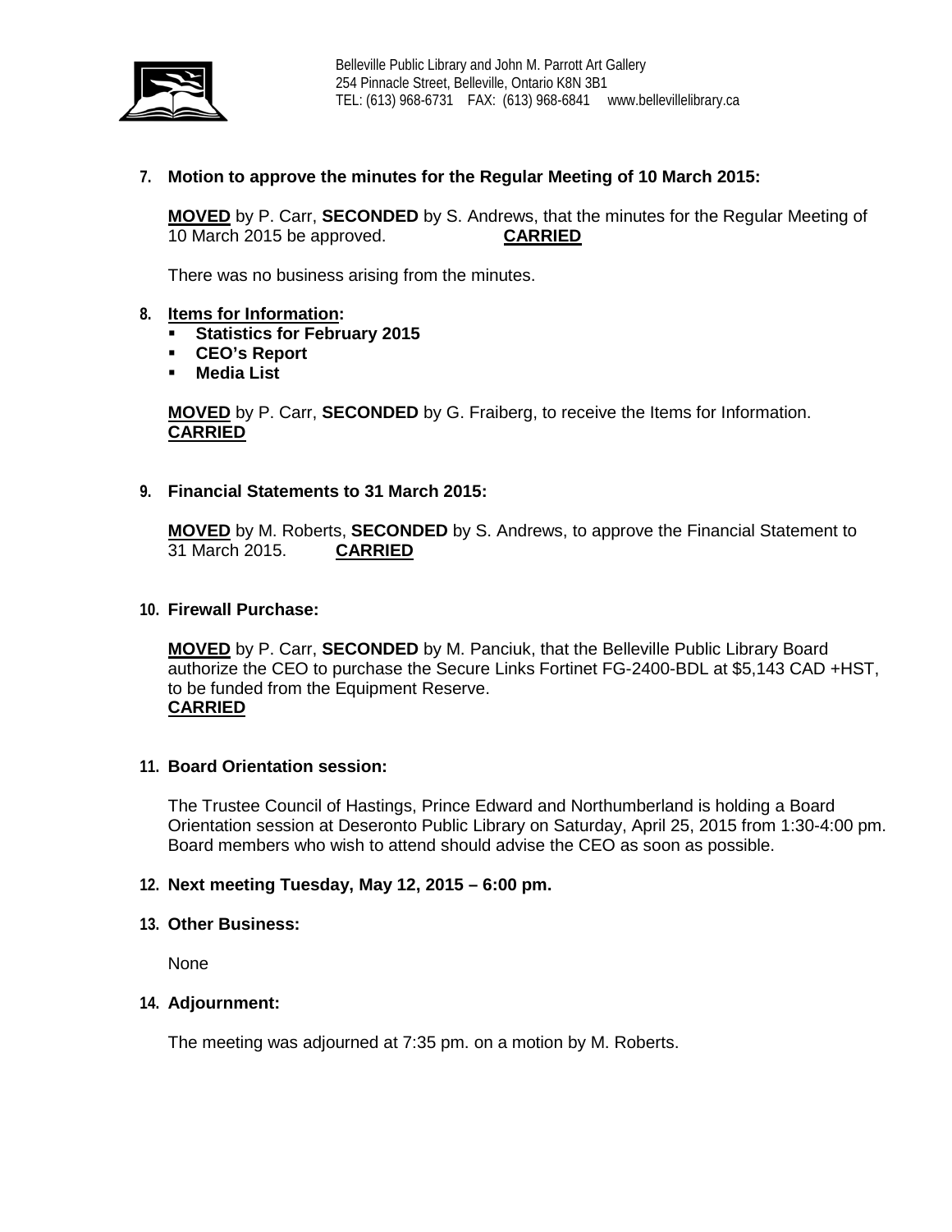Belleville Public Library and John M. Parrott Art Gallery
254 Pinnacle Street, Belleville, Ontario K8N 3B1
TEL: (613) 968-6731 FAX: (613) 968-6841 www.bellevillelibrary.ca

**7. Motion to approve the minutes for the Regular Meeting of 10 March 2015:**

**MOVED** by P. Carr, **SECONDED** by S. Andrews, that the minutes for the Regular Meeting of 10 March 2015 be approved. **CARRIED**

There was no business arising from the minutes.

**8. Items for Information:**

- **Statistics for February 2015**
- **CEO's Report**
- **Media List**

**MOVED** by P. Carr, **SECONDED** by G. Fraiberg, to receive the Items for Information. **CARRIED**

**9. Financial Statements to 31 March 2015:**

**MOVED** by M. Roberts, **SECONDED** by S. Andrews, to approve the Financial Statement to 31 March 2015. **CARRIED**

**10. Firewall Purchase:**

**MOVED** by P. Carr, **SECONDED** by M. Panciuk, that the Belleville Public Library Board authorize the CEO to purchase the Secure Links Fortinet FG-2400-BDL at $5,143 CAD +HST, to be funded from the Equipment Reserve.
**CARRIED**

**11. Board Orientation session:**

The Trustee Council of Hastings, Prince Edward and Northumberland is holding a Board Orientation session at Deseronto Public Library on Saturday, April 25, 2015 from 1:30-4:00 pm. Board members who wish to attend should advise the CEO as soon as possible.

**12. Next meeting Tuesday, May 12, 2015 – 6:00 pm.**

**13. Other Business:**

None

**14. Adjournment:**

The meeting was adjourned at 7:35 pm. on a motion by M. Roberts.